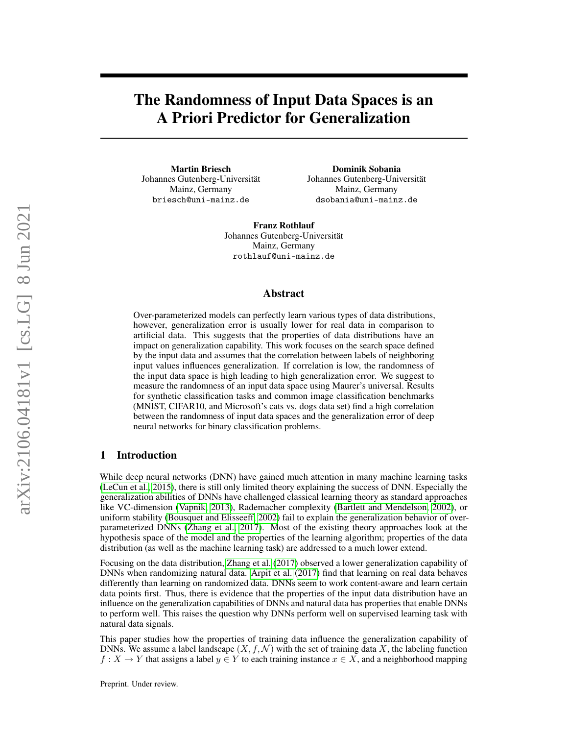# The Randomness of Input Data Spaces is an A Priori Predictor for Generalization

**Martin Briesch**
Johannes Gutenberg-Universität
Mainz, Germany
briesch@uni-mainz.de

**Dominik Sobania**
Johannes Gutenberg-Universität
Mainz, Germany
dsobania@uni-mainz.de

**Franz Rothlauf**
Johannes Gutenberg-Universität
Mainz, Germany
rothlauf@uni-mainz.de

## Abstract

Over-parameterized models can perfectly learn various types of data distributions, however, generalization error is usually lower for real data in comparison to artificial data. This suggests that the properties of data distributions have an impact on generalization capability. This work focuses on the search space defined by the input data and assumes that the correlation between labels of neighboring input values influences generalization. If correlation is low, the randomness of the input data space is high leading to high generalization error. We suggest to measure the randomness of an input data space using Maurer's universal. Results for synthetic classification tasks and common image classification benchmarks (MNIST, CIFAR10, and Microsoft's cats vs. dogs data set) find a high correlation between the randomness of input data spaces and the generalization error of deep neural networks for binary classification problems.

## 1 Introduction

While deep neural networks (DNN) have gained much attention in many machine learning tasks (LeCun et al., 2015), there is still only limited theory explaining the success of DNN. Especially the generalization abilities of DNNs have challenged classical learning theory as standard approaches like VC-dimension (Vapnik, 2013), Rademacher complexity (Bartlett and Mendelson, 2002), or uniform stability (Bousquet and Elisseeff, 2002) fail to explain the generalization behavior of over-parameterized DNNs (Zhang et al., 2017). Most of the existing theory approaches look at the hypothesis space of the model and the properties of the learning algorithm; properties of the data distribution (as well as the machine learning task) are addressed to a much lower extend.

Focusing on the data distribution, Zhang et al. (2017) observed a lower generalization capability of DNNs when randomizing natural data. Arpit et al. (2017) find that learning on real data behaves differently than learning on randomized data. DNNs seem to work content-aware and learn certain data points first. Thus, there is evidence that the properties of the input data distribution have an influence on the generalization capabilities of DNNs and natural data has properties that enable DNNs to perform well. This raises the question why DNNs perform well on supervised learning task with natural data signals.

This paper studies how the properties of training data influence the generalization capability of DNNs. We assume a label landscape $(X, f, \mathcal{N})$ with the set of training data $X$, the labeling function $f : X \to Y$ that assigns a label $y \in Y$ to each training instance $x \in X$, and a neighborhood mapping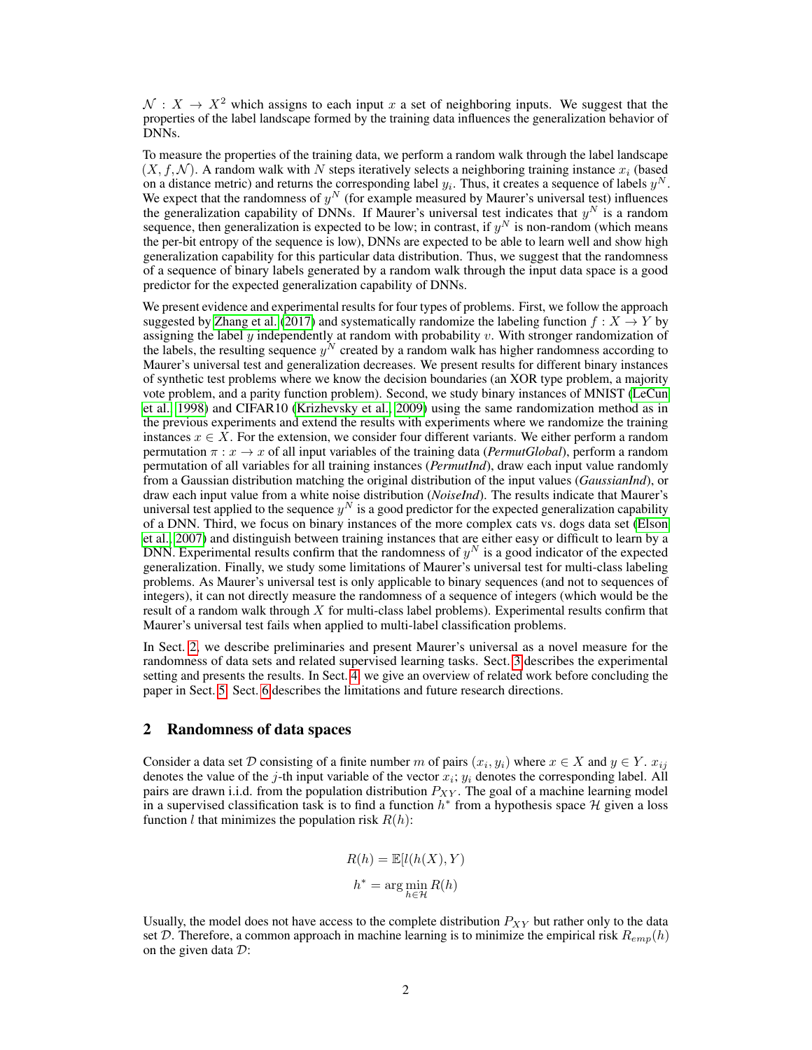$\mathcal{N} : X \to X^2$ which assigns to each input $x$ a set of neighboring inputs. We suggest that the properties of the label landscape formed by the training data influences the generalization behavior of DNNs.

To measure the properties of the training data, we perform a random walk through the label landscape $(X, f, \mathcal{N})$. A random walk with $N$ steps iteratively selects a neighboring training instance $x_i$ (based on a distance metric) and returns the corresponding label $y_i$. Thus, it creates a sequence of labels $y^N$. We expect that the randomness of $y^N$ (for example measured by Maurer's universal test) influences the generalization capability of DNNs. If Maurer's universal test indicates that $y^N$ is a random sequence, then generalization is expected to be low; in contrast, if $y^N$ is non-random (which means the per-bit entropy of the sequence is low), DNNs are expected to be able to learn well and show high generalization capability for this particular data distribution. Thus, we suggest that the randomness of a sequence of binary labels generated by a random walk through the input data space is a good predictor for the expected generalization capability of DNNs.

We present evidence and experimental results for four types of problems. First, we follow the approach suggested by Zhang et al. (2017) and systematically randomize the labeling function $f : X \to Y$ by assigning the label $y$ independently at random with probability $v$. With stronger randomization of the labels, the resulting sequence $y^N$ created by a random walk has higher randomness according to Maurer's universal test and generalization decreases. We present results for different binary instances of synthetic test problems where we know the decision boundaries (an XOR type problem, a majority vote problem, and a parity function problem). Second, we study binary instances of MNIST (LeCun et al., 1998) and CIFAR10 (Krizhevsky et al., 2009) using the same randomization method as in the previous experiments and extend the results with experiments where we randomize the training instances $x \in X$. For the extension, we consider four different variants. We either perform a random permutation $\pi : x \to x$ of all input variables of the training data (*PermutGlobal*), perform a random permutation of all variables for all training instances (*PermutInd*), draw each input value randomly from a Gaussian distribution matching the original distribution of the input values (*GaussianInd*), or draw each input value from a white noise distribution (*NoiseInd*). The results indicate that Maurer's universal test applied to the sequence $y^N$ is a good predictor for the expected generalization capability of a DNN. Third, we focus on binary instances of the more complex cats vs. dogs data set (Elson et al., 2007) and distinguish between training instances that are either easy or difficult to learn by a DNN. Experimental results confirm that the randomness of $y^N$ is a good indicator of the expected generalization. Finally, we study some limitations of Maurer's universal test for multi-class labeling problems. As Maurer's universal test is only applicable to binary sequences (and not to sequences of integers), it can not directly measure the randomness of a sequence of integers (which would be the result of a random walk through $X$ for multi-class label problems). Experimental results confirm that Maurer's universal test fails when applied to multi-label classification problems.

In Sect. 2, we describe preliminaries and present Maurer's universal as a novel measure for the randomness of data sets and related supervised learning tasks. Sect. 3 describes the experimental setting and presents the results. In Sect. 4, we give an overview of related work before concluding the paper in Sect. 5. Sect. 6 describes the limitations and future research directions.

## 2 Randomness of data spaces

Consider a data set $\mathcal{D}$ consisting of a finite number $m$ of pairs $(x_i, y_i)$ where $x \in X$ and $y \in Y$. $x_{ij}$ denotes the value of the $j$-th input variable of the vector $x_i$; $y_i$ denotes the corresponding label. All pairs are drawn i.i.d. from the population distribution $P_{XY}$. The goal of a machine learning model in a supervised classification task is to find a function $h^*$ from a hypothesis space $\mathcal{H}$ given a loss function $l$ that minimizes the population risk $R(h)$:

$$R(h) = \mathbb{E}[l(h(X), Y)$$

$$h^* = \arg\min_{h \in \mathcal{H}} R(h)$$

Usually, the model does not have access to the complete distribution $P_{XY}$ but rather only to the data set $\mathcal{D}$. Therefore, a common approach in machine learning is to minimize the empirical risk $R_{emp}(h)$ on the given data $\mathcal{D}$: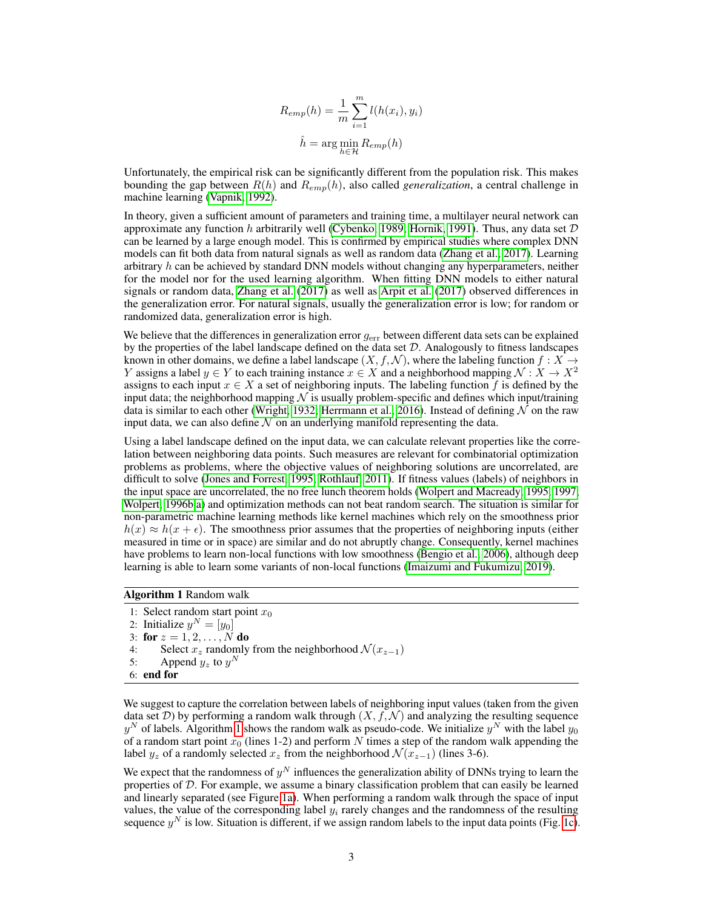$$R_{emp}(h) = \frac{1}{m}\sum_{i=1}^{m} l(h(x_i), y_i)$$

$$\hat{h} = \arg\min_{h \in \mathcal{H}} R_{emp}(h)$$

Unfortunately, the empirical risk can be significantly different from the population risk. This makes bounding the gap between $R(h)$ and $R_{emp}(h)$, also called *generalization*, a central challenge in machine learning (Vapnik, 1992).

In theory, given a sufficient amount of parameters and training time, a multilayer neural network can approximate any function $h$ arbitrarily well (Cybenko, 1989; Hornik, 1991). Thus, any data set $\mathcal{D}$ can be learned by a large enough model. This is confirmed by empirical studies where complex DNN models can fit both data from natural signals as well as random data (Zhang et al., 2017). Learning arbitrary $h$ can be achieved by standard DNN models without changing any hyperparameters, neither for the model nor for the used learning algorithm. When fitting DNN models to either natural signals or random data, Zhang et al. (2017) as well as Arpit et al. (2017) observed differences in the generalization error. For natural signals, usually the generalization error is low; for random or randomized data, generalization error is high.

We believe that the differences in generalization error $g_{\text{err}}$ between different data sets can be explained by the properties of the label landscape defined on the data set $\mathcal{D}$. Analogously to fitness landscapes known in other domains, we define a label landscape $(X, f, \mathcal{N})$, where the labeling function $f : X \to Y$ assigns a label $y \in Y$ to each training instance $x \in X$ and a neighborhood mapping $\mathcal{N} : X \to X^2$ assigns to each input $x \in X$ a set of neighboring inputs. The labeling function $f$ is defined by the input data; the neighborhood mapping $\mathcal{N}$ is usually problem-specific and defines which input/training data is similar to each other (Wright, 1932; Herrmann et al., 2016). Instead of defining $\mathcal{N}$ on the raw input data, we can also define $\mathcal{N}$ on an underlying manifold representing the data.

Using a label landscape defined on the input data, we can calculate relevant properties like the correlation between neighboring data points. Such measures are relevant for combinatorial optimization problems as problems, where the objective values of neighboring solutions are uncorrelated, are difficult to solve (Jones and Forrest, 1995; Rothlauf, 2011). If fitness values (labels) of neighbors in the input space are uncorrelated, the no free lunch theorem holds (Wolpert and Macready, 1995, 1997; Wolpert, 1996b,a) and optimization methods can not beat random search. The situation is similar for non-parametric machine learning methods like kernel machines which rely on the smoothness prior $h(x) \approx h(x + \epsilon)$. The smoothness prior assumes that the properties of neighboring inputs (either measured in time or in space) are similar and do not abruptly change. Consequently, kernel machines have problems to learn non-local functions with low smoothness (Bengio et al., 2006), although deep learning is able to learn some variants of non-local functions (Imaizumi and Fukumizu, 2019).

**Algorithm 1** Random walk

```
1: Select random start point x_0
2: Initialize y^N = [y_0]
3: for z = 1, 2, ..., N do
4:     Select x_z randomly from the neighborhood N(x_{z-1})
5:     Append y_z to y^N
6: end for
```

We suggest to capture the correlation between labels of neighboring input values (taken from the given data set $\mathcal{D}$) by performing a random walk through $(X, f, \mathcal{N})$ and analyzing the resulting sequence $y^N$ of labels. Algorithm 1 shows the random walk as pseudo-code. We initialize $y^N$ with the label $y_0$ of a random start point $x_0$ (lines 1-2) and perform $N$ times a step of the random walk appending the label $y_z$ of a randomly selected $x_z$ from the neighborhood $\mathcal{N}(x_{z-1})$ (lines 3-6).

We expect that the randomness of $y^N$ influences the generalization ability of DNNs trying to learn the properties of $\mathcal{D}$. For example, we assume a binary classification problem that can easily be learned and linearly separated (see Figure 1a). When performing a random walk through the space of input values, the value of the corresponding label $y_i$ rarely changes and the randomness of the resulting sequence $y^N$ is low. Situation is different, if we assign random labels to the input data points (Fig. 1c).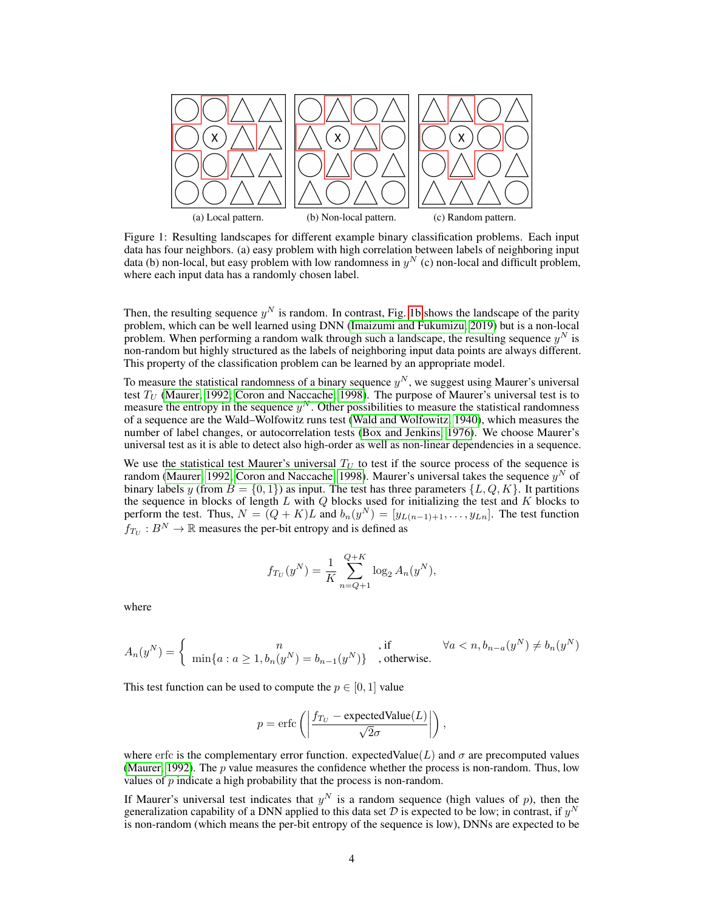(a) Local pattern.  (b) Non-local pattern.  (c) Random pattern.

Figure 1: Resulting landscapes for different example binary classification problems. Each input data has four neighbors. (a) easy problem with high correlation between labels of neighboring input data (b) non-local, but easy problem with low randomness in $y^N$ (c) non-local and difficult problem, where each input data has a randomly chosen label.

Then, the resulting sequence $y^N$ is random. In contrast, Fig. 1b shows the landscape of the parity problem, which can be well learned using DNN (Imaizumi and Fukumizu, 2019) but is a non-local problem. When performing a random walk through such a landscape, the resulting sequence $y^N$ is non-random but highly structured as the labels of neighboring input data points are always different. This property of the classification problem can be learned by an appropriate model.

To measure the statistical randomness of a binary sequence $y^N$, we suggest using Maurer's universal test $T_U$ (Maurer, 1992; Coron and Naccache, 1998). The purpose of Maurer's universal test is to measure the entropy in the sequence $y^N$. Other possibilities to measure the statistical randomness of a sequence are the Wald–Wolfowitz runs test (Wald and Wolfowitz, 1940), which measures the number of label changes, or autocorrelation tests (Box and Jenkins, 1976). We choose Maurer's universal test as it is able to detect also high-order as well as non-linear dependencies in a sequence.

We use the statistical test Maurer's universal $T_U$ to test if the source process of the sequence is random (Maurer, 1992; Coron and Naccache, 1998). Maurer's universal takes the sequence $y^N$ of binary labels $y$ (from $B = \{0, 1\}$) as input. The test has three parameters $\{L, Q, K\}$. It partitions the sequence in blocks of length $L$ with $Q$ blocks used for initializing the test and $K$ blocks to perform the test. Thus, $N = (Q + K)L$ and $b_n(y^N) = [y_{L(n-1)+1}, \dots, y_{Ln}]$. The test function $f_{T_U} : B^N \to \mathbb{R}$ measures the per-bit entropy and is defined as

$$f_{T_U}(y^N) = \frac{1}{K} \sum_{n=Q+1}^{Q+K} \log_2 A_n(y^N),$$

where

$$A_n(y^N) = \begin{cases} n & \text{, if} \quad \forall a < n, b_{n-a}(y^N) \neq b_n(y^N) \\ \min\{a : a \geq 1, b_n(y^N) = b_{n-1}(y^N)\} & \text{, otherwise.} \end{cases}$$

This test function can be used to compute the $p \in [0, 1]$ value

$$p = \operatorname{erfc}\left( \left| \frac{f_{T_U} - \text{expectedValue}(L)}{\sqrt{2}\sigma} \right| \right),$$

where erfc is the complementary error function. expectedValue$(L)$ and $\sigma$ are precomputed values (Maurer, 1992). The $p$ value measures the confidence whether the process is non-random. Thus, low values of $p$ indicate a high probability that the process is non-random.

If Maurer's universal test indicates that $y^N$ is a random sequence (high values of $p$), then the generalization capability of a DNN applied to this data set $\mathcal{D}$ is expected to be low; in contrast, if $y^N$ is non-random (which means the per-bit entropy of the sequence is low), DNNs are expected to be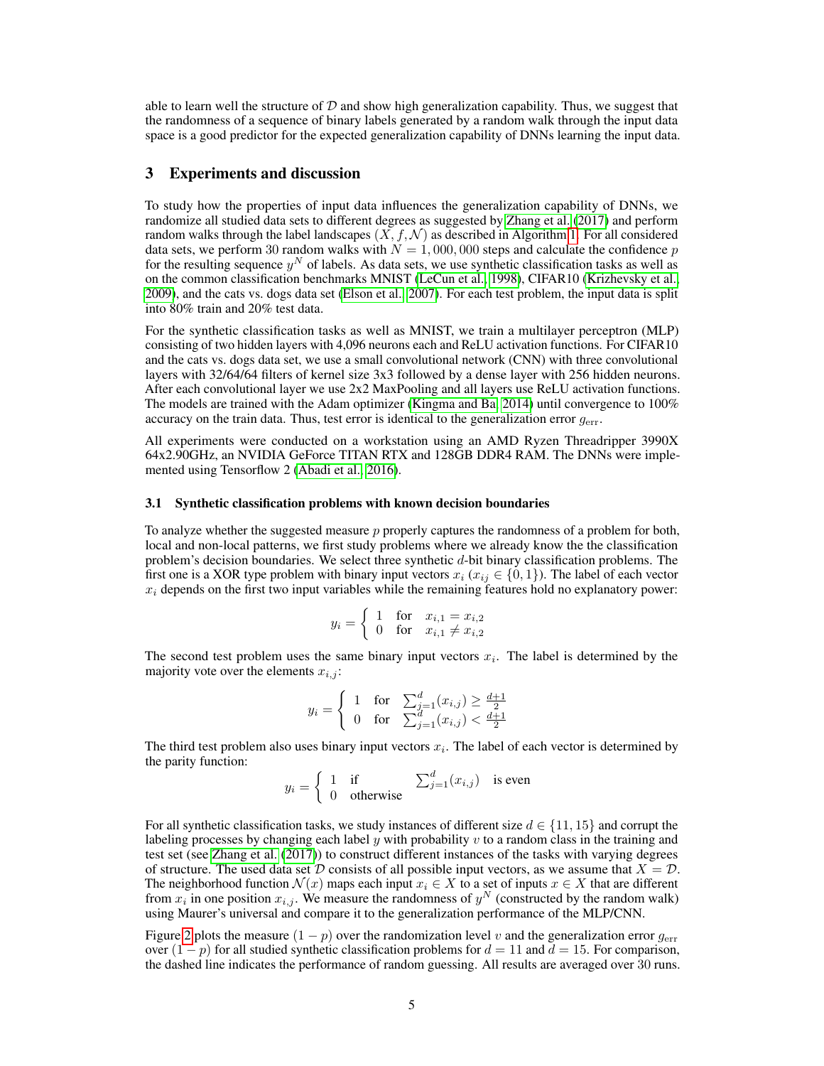able to learn well the structure of $\mathcal{D}$ and show high generalization capability. Thus, we suggest that the randomness of a sequence of binary labels generated by a random walk through the input data space is a good predictor for the expected generalization capability of DNNs learning the input data.

## 3 Experiments and discussion

To study how the properties of input data influences the generalization capability of DNNs, we randomize all studied data sets to different degrees as suggested by Zhang et al. (2017) and perform random walks through the label landscapes $(X, f, \mathcal{N})$ as described in Algorithm 1. For all considered data sets, we perform 30 random walks with $N = 1,000,000$ steps and calculate the confidence $p$ for the resulting sequence $y^N$ of labels. As data sets, we use synthetic classification tasks as well as on the common classification benchmarks MNIST (LeCun et al., 1998), CIFAR10 (Krizhevsky et al., 2009), and the cats vs. dogs data set (Elson et al., 2007). For each test problem, the input data is split into 80% train and 20% test data.

For the synthetic classification tasks as well as MNIST, we train a multilayer perceptron (MLP) consisting of two hidden layers with 4,096 neurons each and ReLU activation functions. For CIFAR10 and the cats vs. dogs data set, we use a small convolutional network (CNN) with three convolutional layers with 32/64/64 filters of kernel size 3x3 followed by a dense layer with 256 hidden neurons. After each convolutional layer we use 2x2 MaxPooling and all layers use ReLU activation functions. The models are trained with the Adam optimizer (Kingma and Ba, 2014) until convergence to 100% accuracy on the train data. Thus, test error is identical to the generalization error $g_{\text{err}}$.

All experiments were conducted on a workstation using an AMD Ryzen Threadripper 3990X 64x2.90GHz, an NVIDIA GeForce TITAN RTX and 128GB DDR4 RAM. The DNNs were implemented using Tensorflow 2 (Abadi et al., 2016).

### 3.1 Synthetic classification problems with known decision boundaries

To analyze whether the suggested measure $p$ properly captures the randomness of a problem for both, local and non-local patterns, we first study three problems where we already know the the classification problem's decision boundaries. We select three synthetic $d$-bit binary classification problems. The first one is a XOR type problem with binary input vectors $x_i$ ($x_{ij} \in \{0, 1\}$). The label of each vector $x_i$ depends on the first two input variables while the remaining features hold no explanatory power:

$$y_i = \begin{cases} 1 & \text{for} \quad x_{i,1} = x_{i,2} \\ 0 & \text{for} \quad x_{i,1} \neq x_{i,2} \end{cases}$$

The second test problem uses the same binary input vectors $x_i$. The label is determined by the majority vote over the elements $x_{i,j}$:

$$y_i = \begin{cases} 1 & \text{for} \quad \sum_{j=1}^{d}(x_{i,j}) \geq \frac{d+1}{2} \\ 0 & \text{for} \quad \sum_{j=1}^{d}(x_{i,j}) < \frac{d+1}{2} \end{cases}$$

The third test problem also uses binary input vectors $x_i$. The label of each vector is determined by the parity function:

$$y_i = \begin{cases} 1 & \text{if} \quad \sum_{j=1}^{d}(x_{i,j}) \quad \text{is even} \\ 0 & \text{otherwise} \end{cases}$$

For all synthetic classification tasks, we study instances of different size $d \in \{11, 15\}$ and corrupt the labeling processes by changing each label $y$ with probability $v$ to a random class in the training and test set (see Zhang et al. (2017)) to construct different instances of the tasks with varying degrees of structure. The used data set $\mathcal{D}$ consists of all possible input vectors, as we assume that $X = \mathcal{D}$. The neighborhood function $\mathcal{N}(x)$ maps each input $x_i \in X$ to a set of inputs $x \in X$ that are different from $x_i$ in one position $x_{i,j}$. We measure the randomness of $y^N$ (constructed by the random walk) using Maurer's universal and compare it to the generalization performance of the MLP/CNN.

Figure 2 plots the measure $(1 - p)$ over the randomization level $v$ and the generalization error $g_{\text{err}}$ over $(1 - p)$ for all studied synthetic classification problems for $d = 11$ and $d = 15$. For comparison, the dashed line indicates the performance of random guessing. All results are averaged over 30 runs.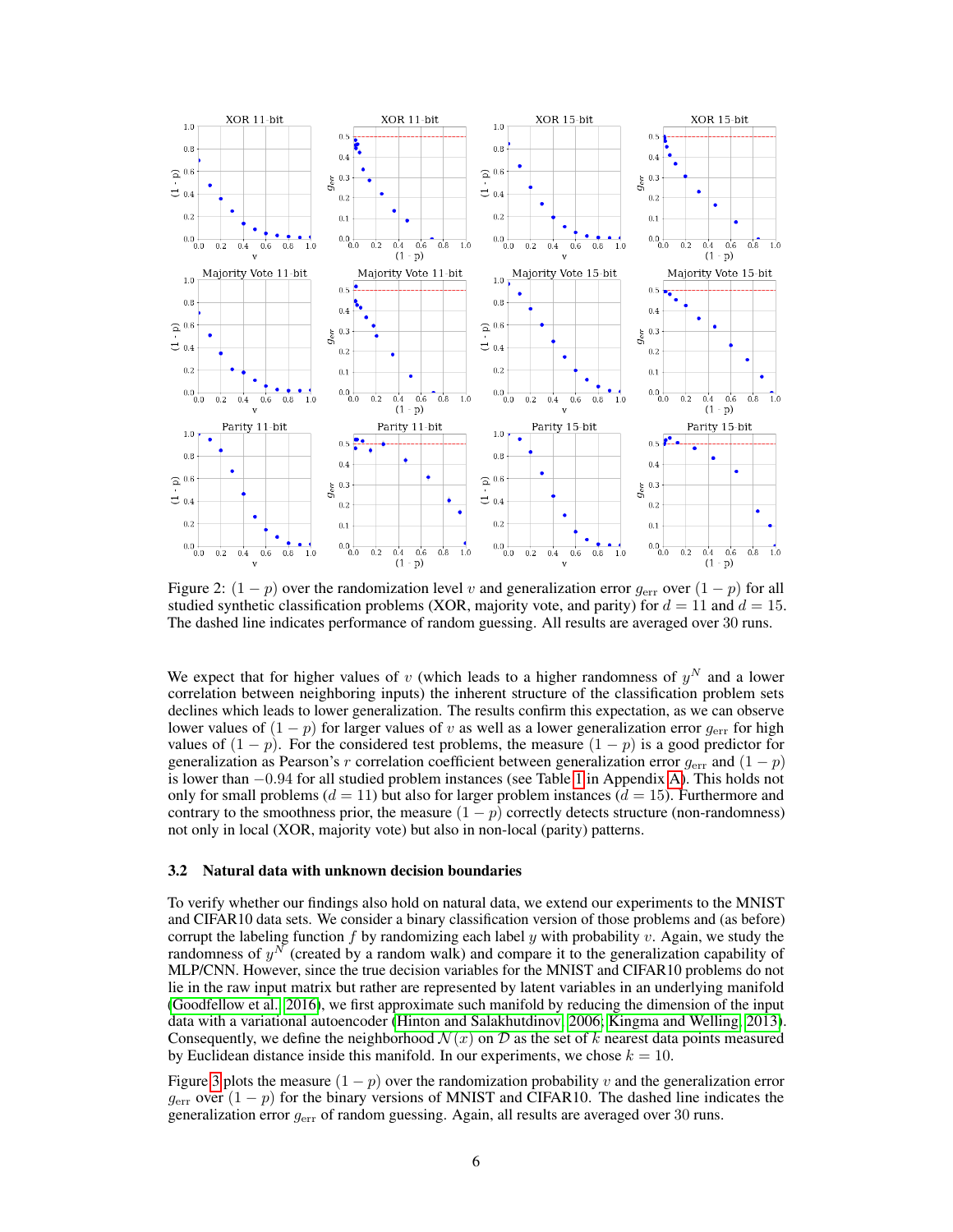Figure 2: $(1-p)$ over the randomization level $v$ and generalization error $g_{\text{err}}$ over $(1-p)$ for all studied synthetic classification problems (XOR, majority vote, and parity) for $d = 11$ and $d = 15$. The dashed line indicates performance of random guessing. All results are averaged over 30 runs.

We expect that for higher values of $v$ (which leads to a higher randomness of $y^N$ and a lower correlation between neighboring inputs) the inherent structure of the classification problem sets declines which leads to lower generalization. The results confirm this expectation, as we can observe lower values of $(1-p)$ for larger values of $v$ as well as a lower generalization error $g_{\text{err}}$ for high values of $(1-p)$. For the considered test problems, the measure $(1-p)$ is a good predictor for generalization as Pearson's $r$ correlation coefficient between generalization error $g_{\text{err}}$ and $(1-p)$ is lower than $-0.94$ for all studied problem instances (see Table 1 in Appendix A). This holds not only for small problems ($d = 11$) but also for larger problem instances ($d = 15$). Furthermore and contrary to the smoothness prior, the measure $(1-p)$ correctly detects structure (non-randomness) not only in local (XOR, majority vote) but also in non-local (parity) patterns.

### 3.2 Natural data with unknown decision boundaries

To verify whether our findings also hold on natural data, we extend our experiments to the MNIST and CIFAR10 data sets. We consider a binary classification version of those problems and (as before) corrupt the labeling function $f$ by randomizing each label $y$ with probability $v$. Again, we study the randomness of $y^N$ (created by a random walk) and compare it to the generalization capability of MLP/CNN. However, since the true decision variables for the MNIST and CIFAR10 problems do not lie in the raw input matrix but rather are represented by latent variables in an underlying manifold (Goodfellow et al., 2016), we first approximate such manifold by reducing the dimension of the input data with a variational autoencoder (Hinton and Salakhutdinov, 2006; Kingma and Welling, 2013). Consequently, we define the neighborhood $\mathcal{N}(x)$ on $\mathcal{D}$ as the set of $k$ nearest data points measured by Euclidean distance inside this manifold. In our experiments, we chose $k = 10$.

Figure 3 plots the measure $(1-p)$ over the randomization probability $v$ and the generalization error $g_{\text{err}}$ over $(1-p)$ for the binary versions of MNIST and CIFAR10. The dashed line indicates the generalization error $g_{\text{err}}$ of random guessing. Again, all results are averaged over 30 runs.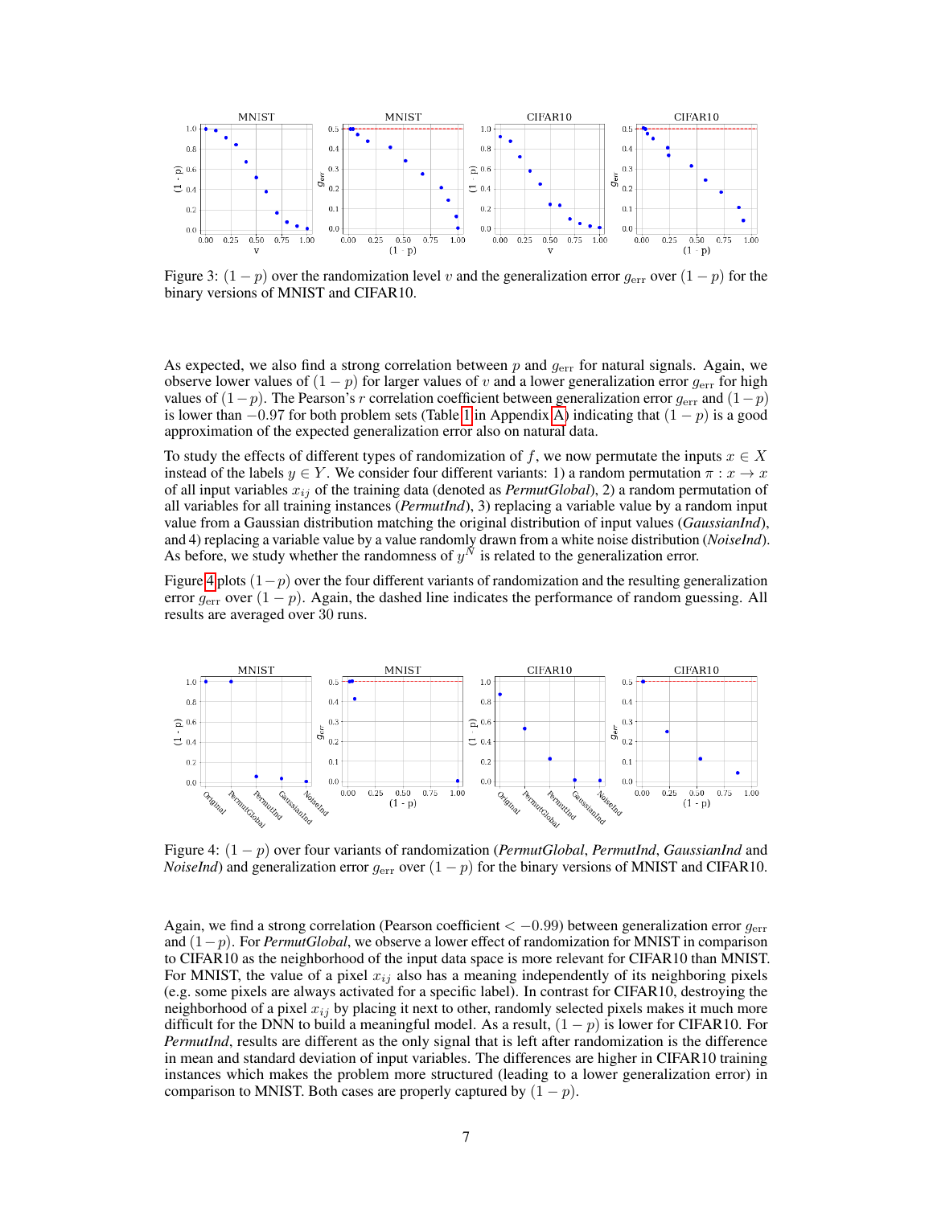Figure 3: $(1-p)$ over the randomization level $v$ and the generalization error $g_{\mathrm{err}}$ over $(1-p)$ for the binary versions of MNIST and CIFAR10.

As expected, we also find a strong correlation between $p$ and $g_{\mathrm{err}}$ for natural signals. Again, we observe lower values of $(1-p)$ for larger values of $v$ and a lower generalization error $g_{\mathrm{err}}$ for high values of $(1-p)$. The Pearson's $r$ correlation coefficient between generalization error $g_{\mathrm{err}}$ and $(1-p)$ is lower than $-0.97$ for both problem sets (Table 1 in Appendix A) indicating that $(1-p)$ is a good approximation of the expected generalization error also on natural data.

To study the effects of different types of randomization of $f$, we now permutate the inputs $x \in X$ instead of the labels $y \in Y$. We consider four different variants: 1) a random permutation $\pi : x \to x$ of all input variables $x_{ij}$ of the training data (denoted as *PermutGlobal*), 2) a random permutation of all variables for all training instances (*PermutInd*), 3) replacing a variable value by a random input value from a Gaussian distribution matching the original distribution of input values (*GaussianInd*), and 4) replacing a variable value by a value randomly drawn from a white noise distribution (*NoiseInd*). As before, we study whether the randomness of $y^N$ is related to the generalization error.

Figure 4 plots $(1-p)$ over the four different variants of randomization and the resulting generalization error $g_{\mathrm{err}}$ over $(1-p)$. Again, the dashed line indicates the performance of random guessing. All results are averaged over 30 runs.

Figure 4: $(1-p)$ over four variants of randomization (*PermutGlobal*, *PermutInd*, *GaussianInd* and *NoiseInd*) and generalization error $g_{\mathrm{err}}$ over $(1-p)$ for the binary versions of MNIST and CIFAR10.

Again, we find a strong correlation (Pearson coefficient $< -0.99$) between generalization error $g_{\mathrm{err}}$ and $(1-p)$. For *PermutGlobal*, we observe a lower effect of randomization for MNIST in comparison to CIFAR10 as the neighborhood of the input data space is more relevant for CIFAR10 than MNIST. For MNIST, the value of a pixel $x_{ij}$ also has a meaning independently of its neighboring pixels (e.g. some pixels are always activated for a specific label). In contrast for CIFAR10, destroying the neighborhood of a pixel $x_{ij}$ by placing it next to other, randomly selected pixels makes it much more difficult for the DNN to build a meaningful model. As a result, $(1-p)$ is lower for CIFAR10. For *PermutInd*, results are different as the only signal that is left after randomization is the difference in mean and standard deviation of input variables. The differences are higher in CIFAR10 training instances which makes the problem more structured (leading to a lower generalization error) in comparison to MNIST. Both cases are properly captured by $(1-p)$.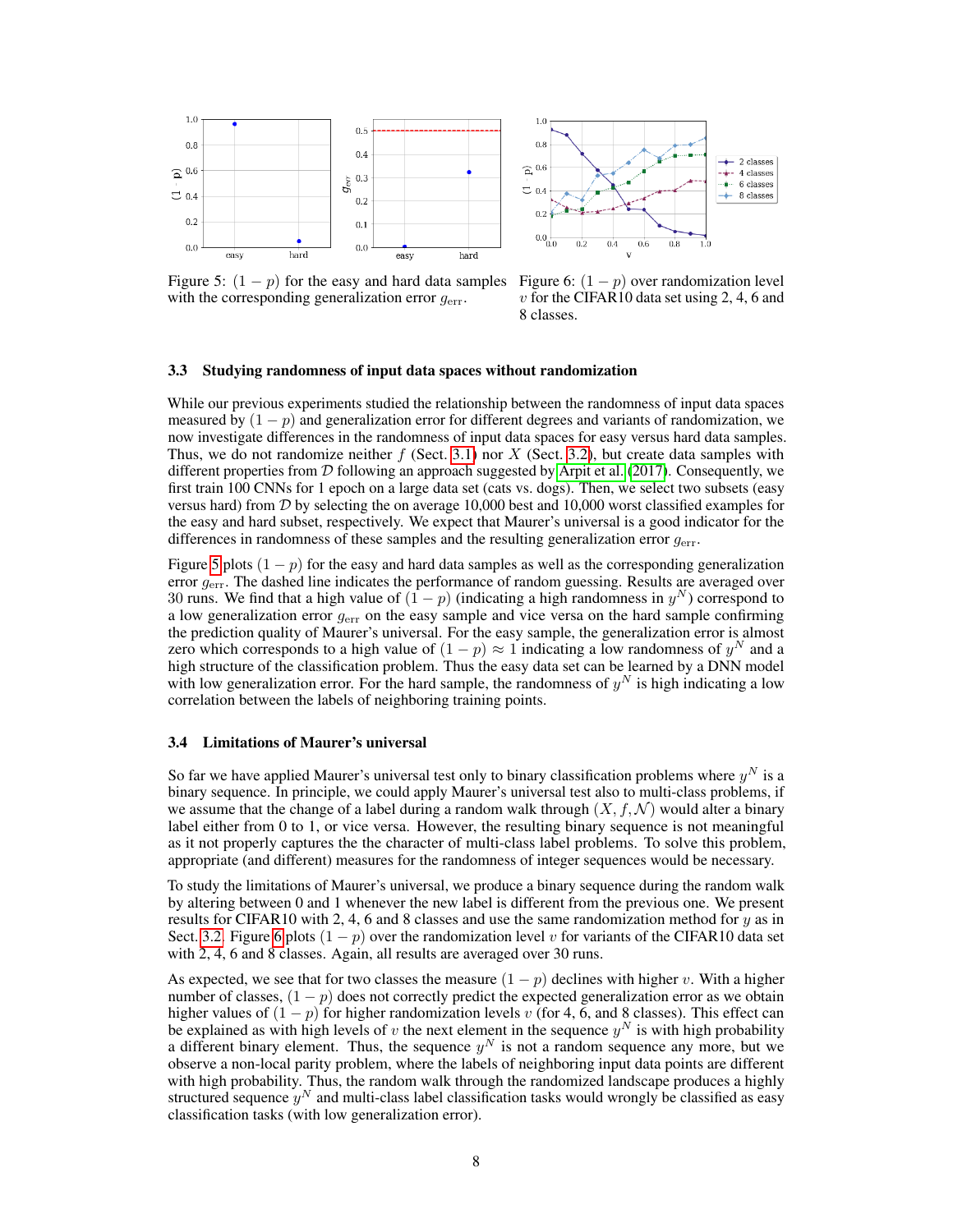Figure 5: $(1 - p)$ for the easy and hard data samples with the corresponding generalization error $g_{\text{err}}$.

Figure 6: $(1 - p)$ over randomization level $v$ for the CIFAR10 data set using 2, 4, 6 and 8 classes.

### 3.3 Studying randomness of input data spaces without randomization

While our previous experiments studied the relationship between the randomness of input data spaces measured by $(1 - p)$ and generalization error for different degrees and variants of randomization, we now investigate differences in the randomness of input data spaces for easy versus hard data samples. Thus, we do not randomize neither $f$ (Sect. 3.1) nor $X$ (Sect. 3.2), but create data samples with different properties from $\mathcal{D}$ following an approach suggested by Arpit et al. (2017). Consequently, we first train 100 CNNs for 1 epoch on a large data set (cats vs. dogs). Then, we select two subsets (easy versus hard) from $\mathcal{D}$ by selecting the on average 10,000 best and 10,000 worst classified examples for the easy and hard subset, respectively. We expect that Maurer's universal is a good indicator for the differences in randomness of these samples and the resulting generalization error $g_{\text{err}}$.

Figure 5 plots $(1 - p)$ for the easy and hard data samples as well as the corresponding generalization error $g_{\text{err}}$. The dashed line indicates the performance of random guessing. Results are averaged over 30 runs. We find that a high value of $(1 - p)$ (indicating a high randomness in $y^N$) correspond to a low generalization error $g_{\text{err}}$ on the easy sample and vice versa on the hard sample confirming the prediction quality of Maurer's universal. For the easy sample, the generalization error is almost zero which corresponds to a high value of $(1 - p) \approx 1$ indicating a low randomness of $y^N$ and a high structure of the classification problem. Thus the easy data set can be learned by a DNN model with low generalization error. For the hard sample, the randomness of $y^N$ is high indicating a low correlation between the labels of neighboring training points.

### 3.4 Limitations of Maurer's universal

So far we have applied Maurer's universal test only to binary classification problems where $y^N$ is a binary sequence. In principle, we could apply Maurer's universal test also to multi-class problems, if we assume that the change of a label during a random walk through $(X, f, \mathcal{N})$ would alter a binary label either from 0 to 1, or vice versa. However, the resulting binary sequence is not meaningful as it not properly captures the the character of multi-class label problems. To solve this problem, appropriate (and different) measures for the randomness of integer sequences would be necessary.

To study the limitations of Maurer's universal, we produce a binary sequence during the random walk by altering between 0 and 1 whenever the new label is different from the previous one. We present results for CIFAR10 with 2, 4, 6 and 8 classes and use the same randomization method for $y$ as in Sect. 3.2. Figure 6 plots $(1 - p)$ over the randomization level $v$ for variants of the CIFAR10 data set with 2, 4, 6 and 8 classes. Again, all results are averaged over 30 runs.

As expected, we see that for two classes the measure $(1 - p)$ declines with higher $v$. With a higher number of classes, $(1 - p)$ does not correctly predict the expected generalization error as we obtain higher values of $(1 - p)$ for higher randomization levels $v$ (for 4, 6, and 8 classes). This effect can be explained as with high levels of $v$ the next element in the sequence $y^N$ is with high probability a different binary element. Thus, the sequence $y^N$ is not a random sequence any more, but we observe a non-local parity problem, where the labels of neighboring input data points are different with high probability. Thus, the random walk through the randomized landscape produces a highly structured sequence $y^N$ and multi-class label classification tasks would wrongly be classified as easy classification tasks (with low generalization error).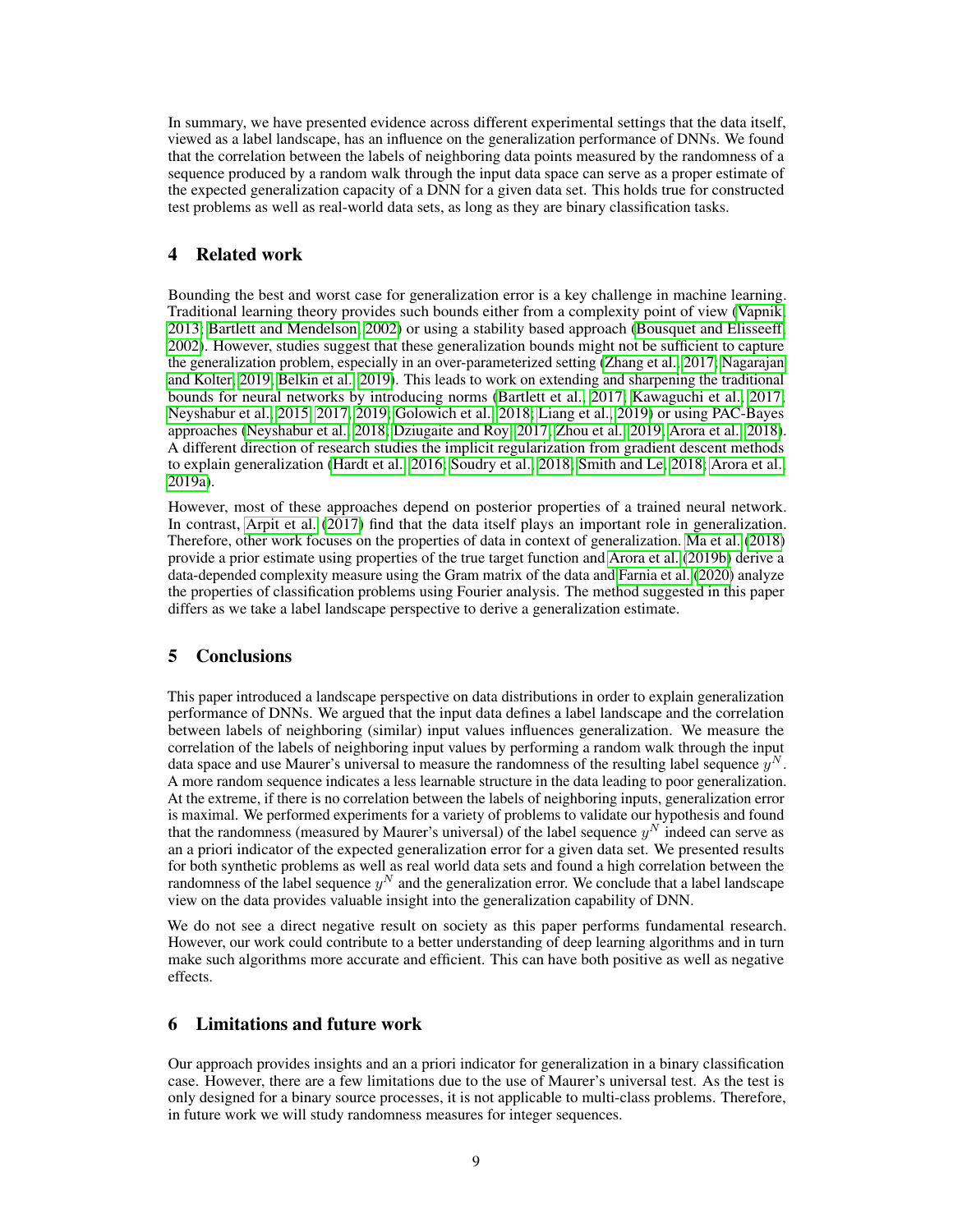In summary, we have presented evidence across different experimental settings that the data itself, viewed as a label landscape, has an influence on the generalization performance of DNNs. We found that the correlation between the labels of neighboring data points measured by the randomness of a sequence produced by a random walk through the input data space can serve as a proper estimate of the expected generalization capacity of a DNN for a given data set. This holds true for constructed test problems as well as real-world data sets, as long as they are binary classification tasks.

## 4 Related work

Bounding the best and worst case for generalization error is a key challenge in machine learning. Traditional learning theory provides such bounds either from a complexity point of view (Vapnik, 2013; Bartlett and Mendelson, 2002) or using a stability based approach (Bousquet and Elisseeff, 2002). However, studies suggest that these generalization bounds might not be sufficient to capture the generalization problem, especially in an over-parameterized setting (Zhang et al., 2017; Nagarajan and Kolter, 2019; Belkin et al., 2019). This leads to work on extending and sharpening the traditional bounds for neural networks by introducing norms (Bartlett et al., 2017; Kawaguchi et al., 2017; Neyshabur et al., 2015, 2017, 2019; Golowich et al., 2018; Liang et al., 2019) or using PAC-Bayes approaches (Neyshabur et al., 2018; Dziugaite and Roy, 2017; Zhou et al., 2019; Arora et al., 2018). A different direction of research studies the implicit regularization from gradient descent methods to explain generalization (Hardt et al., 2016; Soudry et al., 2018; Smith and Le, 2018; Arora et al., 2019a).

However, most of these approaches depend on posterior properties of a trained neural network. In contrast, Arpit et al. (2017) find that the data itself plays an important role in generalization. Therefore, other work focuses on the properties of data in context of generalization. Ma et al. (2018) provide a prior estimate using properties of the true target function and Arora et al. (2019b) derive a data-depended complexity measure using the Gram matrix of the data and Farnia et al. (2020) analyze the properties of classification problems using Fourier analysis. The method suggested in this paper differs as we take a label landscape perspective to derive a generalization estimate.

## 5 Conclusions

This paper introduced a landscape perspective on data distributions in order to explain generalization performance of DNNs. We argued that the input data defines a label landscape and the correlation between labels of neighboring (similar) input values influences generalization. We measure the correlation of the labels of neighboring input values by performing a random walk through the input data space and use Maurer's universal to measure the randomness of the resulting label sequence $y^N$. A more random sequence indicates a less learnable structure in the data leading to poor generalization. At the extreme, if there is no correlation between the labels of neighboring inputs, generalization error is maximal. We performed experiments for a variety of problems to validate our hypothesis and found that the randomness (measured by Maurer's universal) of the label sequence $y^N$ indeed can serve as an a priori indicator of the expected generalization error for a given data set. We presented results for both synthetic problems as well as real world data sets and found a high correlation between the randomness of the label sequence $y^N$ and the generalization error. We conclude that a label landscape view on the data provides valuable insight into the generalization capability of DNN.

We do not see a direct negative result on society as this paper performs fundamental research. However, our work could contribute to a better understanding of deep learning algorithms and in turn make such algorithms more accurate and efficient. This can have both positive as well as negative effects.

## 6 Limitations and future work

Our approach provides insights and an a priori indicator for generalization in a binary classification case. However, there are a few limitations due to the use of Maurer's universal test. As the test is only designed for a binary source processes, it is not applicable to multi-class problems. Therefore, in future work we will study randomness measures for integer sequences.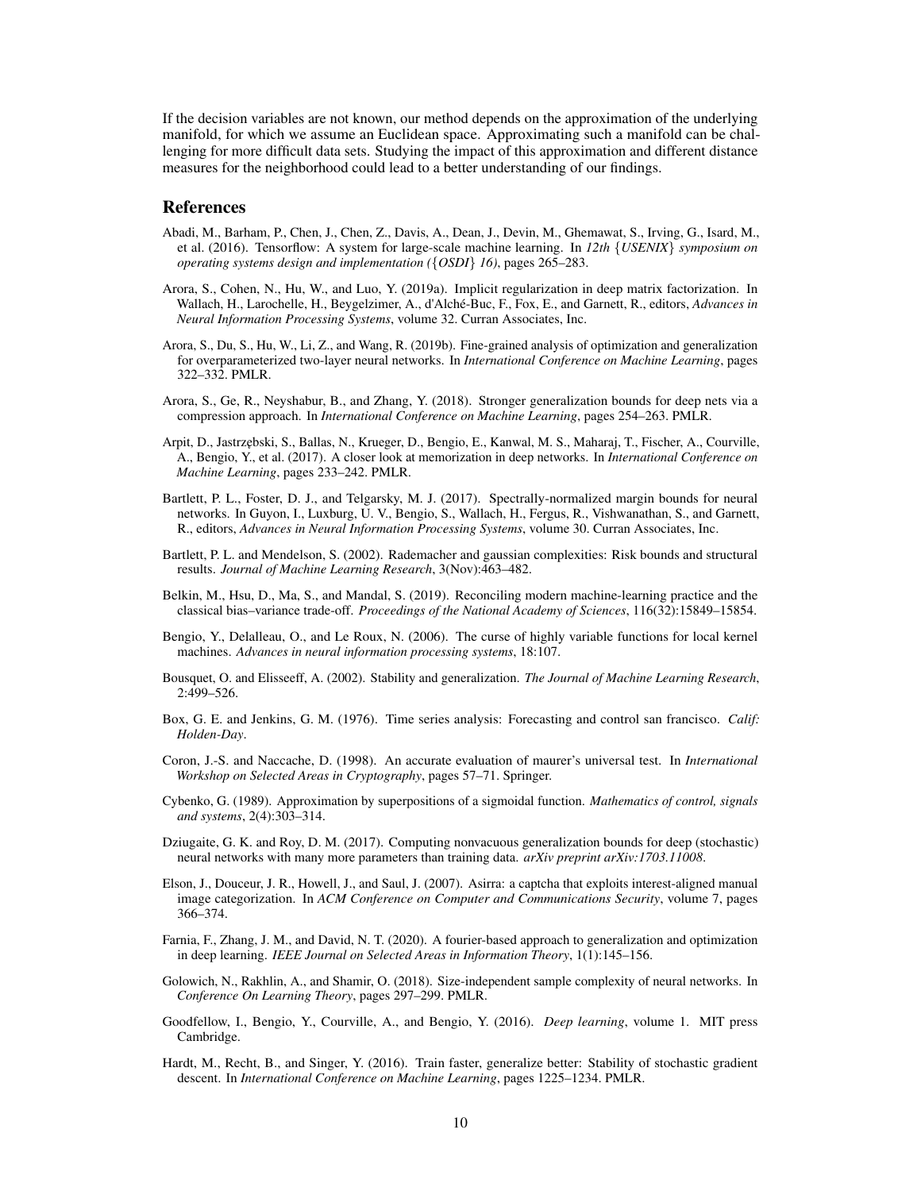If the decision variables are not known, our method depends on the approximation of the underlying manifold, for which we assume an Euclidean space. Approximating such a manifold can be challenging for more difficult data sets. Studying the impact of this approximation and different distance measures for the neighborhood could lead to a better understanding of our findings.

## References

Abadi, M., Barham, P., Chen, J., Chen, Z., Davis, A., Dean, J., Devin, M., Ghemawat, S., Irving, G., Isard, M., et al. (2016). Tensorflow: A system for large-scale machine learning. In *12th {USENIX} symposium on operating systems design and implementation ({OSDI} 16)*, pages 265–283.

Arora, S., Cohen, N., Hu, W., and Luo, Y. (2019a). Implicit regularization in deep matrix factorization. In Wallach, H., Larochelle, H., Beygelzimer, A., d'Alché-Buc, F., Fox, E., and Garnett, R., editors, *Advances in Neural Information Processing Systems*, volume 32. Curran Associates, Inc.

Arora, S., Du, S., Hu, W., Li, Z., and Wang, R. (2019b). Fine-grained analysis of optimization and generalization for overparameterized two-layer neural networks. In *International Conference on Machine Learning*, pages 322–332. PMLR.

Arora, S., Ge, R., Neyshabur, B., and Zhang, Y. (2018). Stronger generalization bounds for deep nets via a compression approach. In *International Conference on Machine Learning*, pages 254–263. PMLR.

Arpit, D., Jastrzębski, S., Ballas, N., Krueger, D., Bengio, E., Kanwal, M. S., Maharaj, T., Fischer, A., Courville, A., Bengio, Y., et al. (2017). A closer look at memorization in deep networks. In *International Conference on Machine Learning*, pages 233–242. PMLR.

Bartlett, P. L., Foster, D. J., and Telgarsky, M. J. (2017). Spectrally-normalized margin bounds for neural networks. In Guyon, I., Luxburg, U. V., Bengio, S., Wallach, H., Fergus, R., Vishwanathan, S., and Garnett, R., editors, *Advances in Neural Information Processing Systems*, volume 30. Curran Associates, Inc.

Bartlett, P. L. and Mendelson, S. (2002). Rademacher and gaussian complexities: Risk bounds and structural results. *Journal of Machine Learning Research*, 3(Nov):463–482.

Belkin, M., Hsu, D., Ma, S., and Mandal, S. (2019). Reconciling modern machine-learning practice and the classical bias–variance trade-off. *Proceedings of the National Academy of Sciences*, 116(32):15849–15854.

Bengio, Y., Delalleau, O., and Le Roux, N. (2006). The curse of highly variable functions for local kernel machines. *Advances in neural information processing systems*, 18:107.

Bousquet, O. and Elisseeff, A. (2002). Stability and generalization. *The Journal of Machine Learning Research*, 2:499–526.

Box, G. E. and Jenkins, G. M. (1976). Time series analysis: Forecasting and control san francisco. *Calif: Holden-Day*.

Coron, J.-S. and Naccache, D. (1998). An accurate evaluation of maurer's universal test. In *International Workshop on Selected Areas in Cryptography*, pages 57–71. Springer.

Cybenko, G. (1989). Approximation by superpositions of a sigmoidal function. *Mathematics of control, signals and systems*, 2(4):303–314.

Dziugaite, G. K. and Roy, D. M. (2017). Computing nonvacuous generalization bounds for deep (stochastic) neural networks with many more parameters than training data. *arXiv preprint arXiv:1703.11008*.

Elson, J., Douceur, J. R., Howell, J., and Saul, J. (2007). Asirra: a captcha that exploits interest-aligned manual image categorization. In *ACM Conference on Computer and Communications Security*, volume 7, pages 366–374.

Farnia, F., Zhang, J. M., and David, N. T. (2020). A fourier-based approach to generalization and optimization in deep learning. *IEEE Journal on Selected Areas in Information Theory*, 1(1):145–156.

Golowich, N., Rakhlin, A., and Shamir, O. (2018). Size-independent sample complexity of neural networks. In *Conference On Learning Theory*, pages 297–299. PMLR.

Goodfellow, I., Bengio, Y., Courville, A., and Bengio, Y. (2016). *Deep learning*, volume 1. MIT press Cambridge.

Hardt, M., Recht, B., and Singer, Y. (2016). Train faster, generalize better: Stability of stochastic gradient descent. In *International Conference on Machine Learning*, pages 1225–1234. PMLR.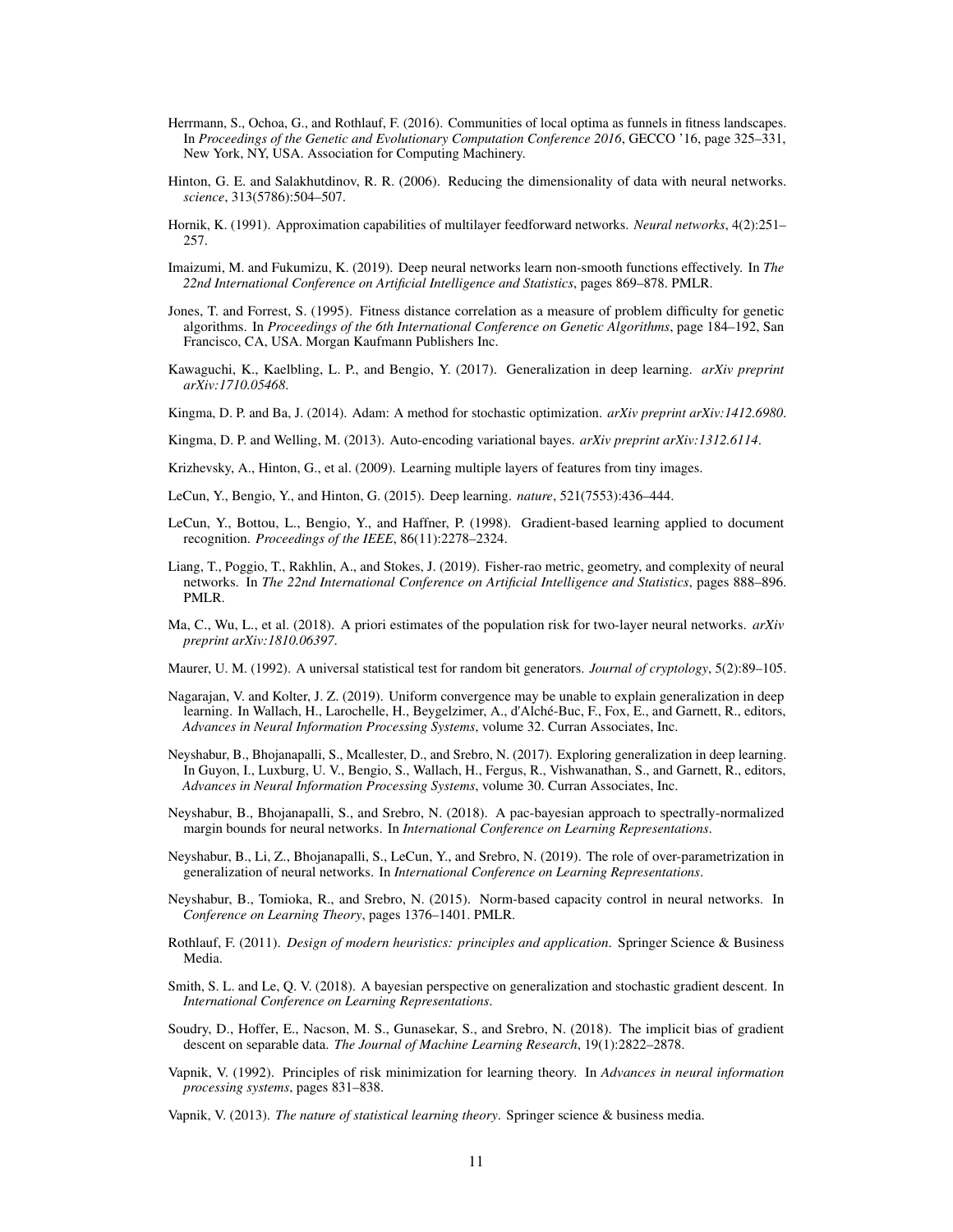Herrmann, S., Ochoa, G., and Rothlauf, F. (2016). Communities of local optima as funnels in fitness landscapes. In *Proceedings of the Genetic and Evolutionary Computation Conference 2016*, GECCO '16, page 325–331, New York, NY, USA. Association for Computing Machinery.

Hinton, G. E. and Salakhutdinov, R. R. (2006). Reducing the dimensionality of data with neural networks. *science*, 313(5786):504–507.

Hornik, K. (1991). Approximation capabilities of multilayer feedforward networks. *Neural networks*, 4(2):251–257.

Imaizumi, M. and Fukumizu, K. (2019). Deep neural networks learn non-smooth functions effectively. In *The 22nd International Conference on Artificial Intelligence and Statistics*, pages 869–878. PMLR.

Jones, T. and Forrest, S. (1995). Fitness distance correlation as a measure of problem difficulty for genetic algorithms. In *Proceedings of the 6th International Conference on Genetic Algorithms*, page 184–192, San Francisco, CA, USA. Morgan Kaufmann Publishers Inc.

Kawaguchi, K., Kaelbling, L. P., and Bengio, Y. (2017). Generalization in deep learning. *arXiv preprint arXiv:1710.05468*.

Kingma, D. P. and Ba, J. (2014). Adam: A method for stochastic optimization. *arXiv preprint arXiv:1412.6980*.

Kingma, D. P. and Welling, M. (2013). Auto-encoding variational bayes. *arXiv preprint arXiv:1312.6114*.

Krizhevsky, A., Hinton, G., et al. (2009). Learning multiple layers of features from tiny images.

LeCun, Y., Bengio, Y., and Hinton, G. (2015). Deep learning. *nature*, 521(7553):436–444.

LeCun, Y., Bottou, L., Bengio, Y., and Haffner, P. (1998). Gradient-based learning applied to document recognition. *Proceedings of the IEEE*, 86(11):2278–2324.

Liang, T., Poggio, T., Rakhlin, A., and Stokes, J. (2019). Fisher-rao metric, geometry, and complexity of neural networks. In *The 22nd International Conference on Artificial Intelligence and Statistics*, pages 888–896. PMLR.

Ma, C., Wu, L., et al. (2018). A priori estimates of the population risk for two-layer neural networks. *arXiv preprint arXiv:1810.06397*.

Maurer, U. M. (1992). A universal statistical test for random bit generators. *Journal of cryptology*, 5(2):89–105.

Nagarajan, V. and Kolter, J. Z. (2019). Uniform convergence may be unable to explain generalization in deep learning. In Wallach, H., Larochelle, H., Beygelzimer, A., d'Alché-Buc, F., Fox, E., and Garnett, R., editors, *Advances in Neural Information Processing Systems*, volume 32. Curran Associates, Inc.

Neyshabur, B., Bhojanapalli, S., Mcallester, D., and Srebro, N. (2017). Exploring generalization in deep learning. In Guyon, I., Luxburg, U. V., Bengio, S., Wallach, H., Fergus, R., Vishwanathan, S., and Garnett, R., editors, *Advances in Neural Information Processing Systems*, volume 30. Curran Associates, Inc.

Neyshabur, B., Bhojanapalli, S., and Srebro, N. (2018). A pac-bayesian approach to spectrally-normalized margin bounds for neural networks. In *International Conference on Learning Representations*.

Neyshabur, B., Li, Z., Bhojanapalli, S., LeCun, Y., and Srebro, N. (2019). The role of over-parametrization in generalization of neural networks. In *International Conference on Learning Representations*.

Neyshabur, B., Tomioka, R., and Srebro, N. (2015). Norm-based capacity control in neural networks. In *Conference on Learning Theory*, pages 1376–1401. PMLR.

Rothlauf, F. (2011). *Design of modern heuristics: principles and application*. Springer Science & Business Media.

Smith, S. L. and Le, Q. V. (2018). A bayesian perspective on generalization and stochastic gradient descent. In *International Conference on Learning Representations*.

Soudry, D., Hoffer, E., Nacson, M. S., Gunasekar, S., and Srebro, N. (2018). The implicit bias of gradient descent on separable data. *The Journal of Machine Learning Research*, 19(1):2822–2878.

Vapnik, V. (1992). Principles of risk minimization for learning theory. In *Advances in neural information processing systems*, pages 831–838.

Vapnik, V. (2013). *The nature of statistical learning theory*. Springer science & business media.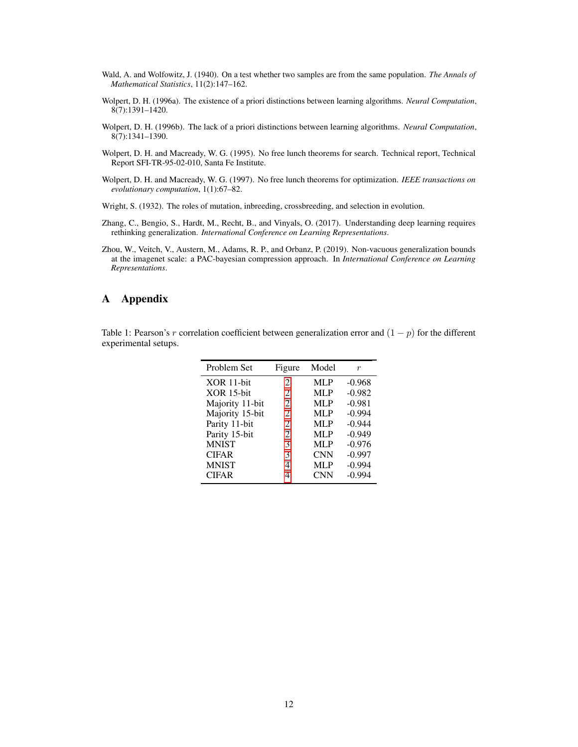Wald, A. and Wolfowitz, J. (1940). On a test whether two samples are from the same population. *The Annals of Mathematical Statistics*, 11(2):147–162.

Wolpert, D. H. (1996a). The existence of a priori distinctions between learning algorithms. *Neural Computation*, 8(7):1391–1420.

Wolpert, D. H. (1996b). The lack of a priori distinctions between learning algorithms. *Neural Computation*, 8(7):1341–1390.

Wolpert, D. H. and Macready, W. G. (1995). No free lunch theorems for search. Technical report, Technical Report SFI-TR-95-02-010, Santa Fe Institute.

Wolpert, D. H. and Macready, W. G. (1997). No free lunch theorems for optimization. *IEEE transactions on evolutionary computation*, 1(1):67–82.

Wright, S. (1932). The roles of mutation, inbreeding, crossbreeding, and selection in evolution.

Zhang, C., Bengio, S., Hardt, M., Recht, B., and Vinyals, O. (2017). Understanding deep learning requires rethinking generalization. *International Conference on Learning Representations.*

Zhou, W., Veitch, V., Austern, M., Adams, R. P., and Orbanz, P. (2019). Non-vacuous generalization bounds at the imagenet scale: a PAC-bayesian compression approach. In *International Conference on Learning Representations*.

# A Appendix

Table 1: Pearson's $r$ correlation coefficient between generalization error and $(1 - p)$ for the different experimental setups.

| Problem Set | Figure | Model | $r$ |
|---|---|---|---|
| XOR 11-bit | 2 | MLP | -0.968 |
| XOR 15-bit | 2 | MLP | -0.982 |
| Majority 11-bit | 2 | MLP | -0.981 |
| Majority 15-bit | 2 | MLP | -0.994 |
| Parity 11-bit | 2 | MLP | -0.944 |
| Parity 15-bit | 2 | MLP | -0.949 |
| MNIST | 3 | MLP | -0.976 |
| CIFAR | 3 | CNN | -0.997 |
| MNIST | 4 | MLP | -0.994 |
| CIFAR | 4 | CNN | -0.994 |